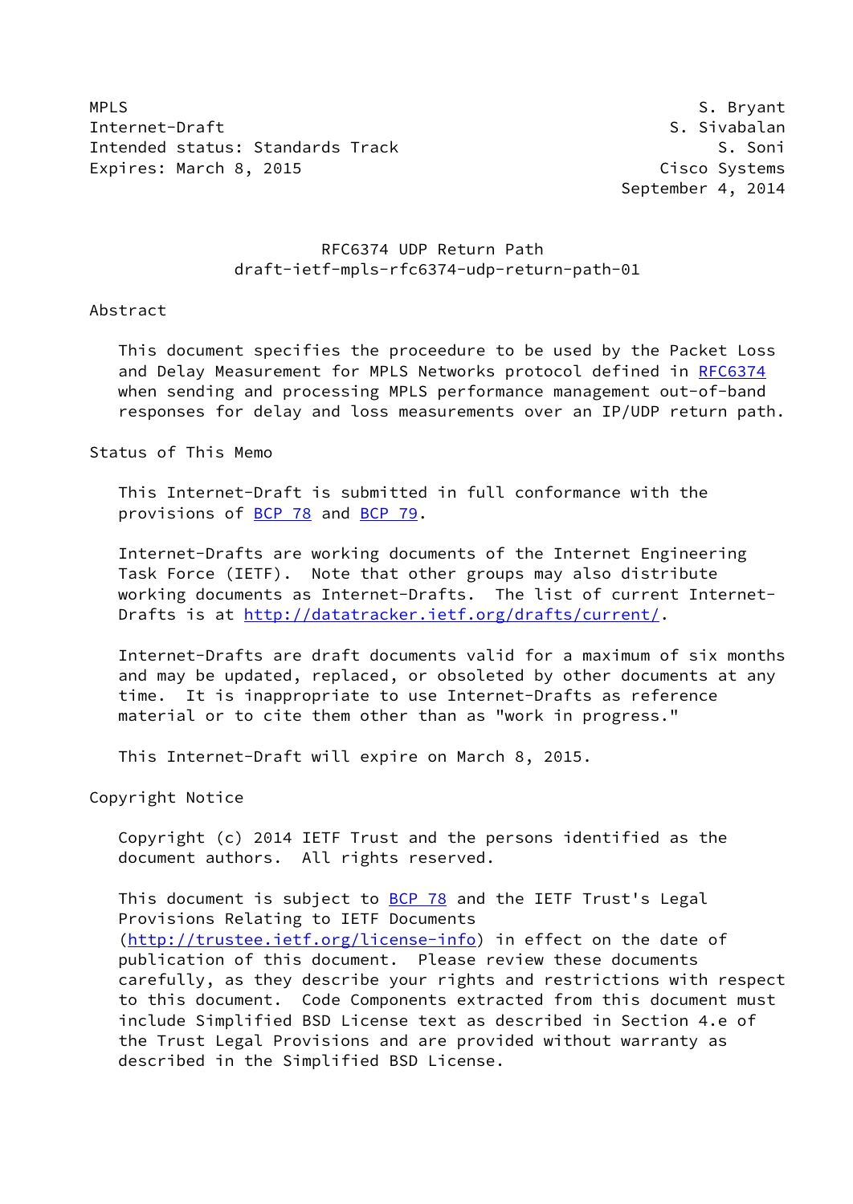MPLS S. Bryant
Internet-Draft S. Sivabalan
Intended status: Standards Track S. Soni
Expires: March 8, 2015 Cisco Systems
September 4, 2014

# RFC6374 UDP Return Path
## draft-ietf-mpls-rfc6374-udp-return-path-01

## Abstract

This document specifies the proceedure to be used by the Packet Loss and Delay Measurement for MPLS Networks protocol defined in RFC6374 when sending and processing MPLS performance management out-of-band responses for delay and loss measurements over an IP/UDP return path.

## Status of This Memo

This Internet-Draft is submitted in full conformance with the provisions of BCP 78 and BCP 79.

Internet-Drafts are working documents of the Internet Engineering Task Force (IETF). Note that other groups may also distribute working documents as Internet-Drafts. The list of current Internet-Drafts is at http://datatracker.ietf.org/drafts/current/.

Internet-Drafts are draft documents valid for a maximum of six months and may be updated, replaced, or obsoleted by other documents at any time. It is inappropriate to use Internet-Drafts as reference material or to cite them other than as "work in progress."

This Internet-Draft will expire on March 8, 2015.

## Copyright Notice

Copyright (c) 2014 IETF Trust and the persons identified as the document authors. All rights reserved.

This document is subject to BCP 78 and the IETF Trust's Legal Provisions Relating to IETF Documents (http://trustee.ietf.org/license-info) in effect on the date of publication of this document. Please review these documents carefully, as they describe your rights and restrictions with respect to this document. Code Components extracted from this document must include Simplified BSD License text as described in Section 4.e of the Trust Legal Provisions and are provided without warranty as described in the Simplified BSD License.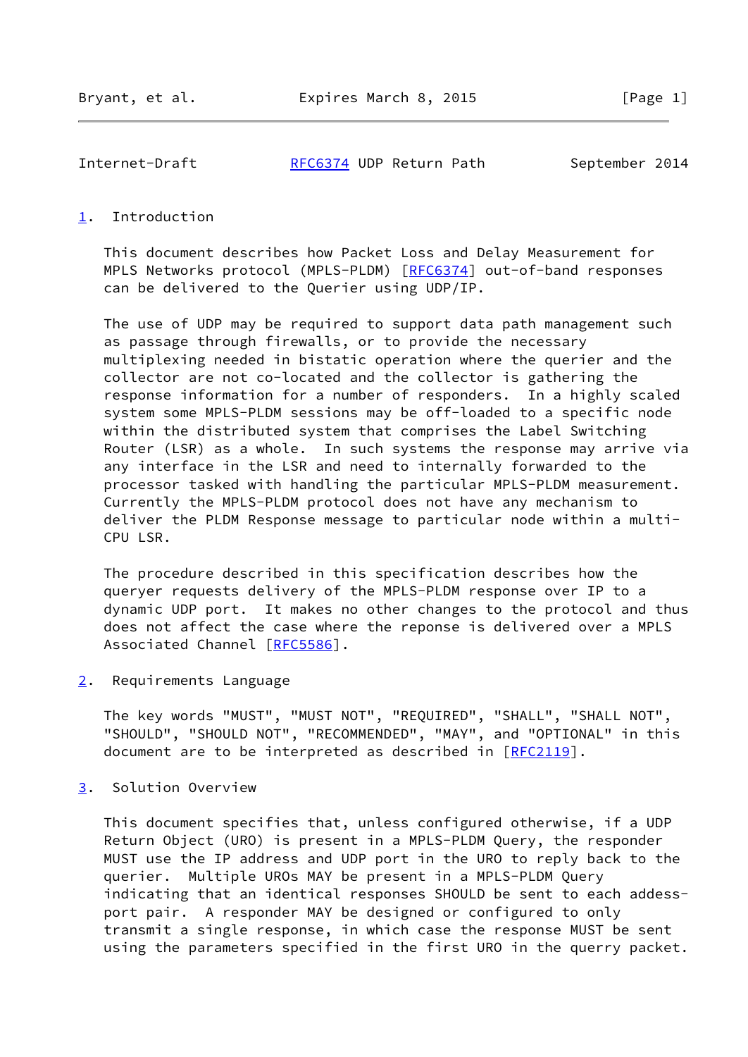## 1. Introduction

This document describes how Packet Loss and Delay Measurement for MPLS Networks protocol (MPLS-PLDM) [RFC6374] out-of-band responses can be delivered to the Querier using UDP/IP.

The use of UDP may be required to support data path management such as passage through firewalls, or to provide the necessary multiplexing needed in bistatic operation where the querier and the collector are not co-located and the collector is gathering the response information for a number of responders. In a highly scaled system some MPLS-PLDM sessions may be off-loaded to a specific node within the distributed system that comprises the Label Switching Router (LSR) as a whole. In such systems the response may arrive via any interface in the LSR and need to internally forwarded to the processor tasked with handling the particular MPLS-PLDM measurement. Currently the MPLS-PLDM protocol does not have any mechanism to deliver the PLDM Response message to particular node within a multi-CPU LSR.

The procedure described in this specification describes how the queryer requests delivery of the MPLS-PLDM response over IP to a dynamic UDP port. It makes no other changes to the protocol and thus does not affect the case where the reponse is delivered over a MPLS Associated Channel [RFC5586].

## 2. Requirements Language

The key words "MUST", "MUST NOT", "REQUIRED", "SHALL", "SHALL NOT", "SHOULD", "SHOULD NOT", "RECOMMENDED", "MAY", and "OPTIONAL" in this document are to be interpreted as described in [RFC2119].

## 3. Solution Overview

This document specifies that, unless configured otherwise, if a UDP Return Object (URO) is present in a MPLS-PLDM Query, the responder MUST use the IP address and UDP port in the URO to reply back to the querier. Multiple UROs MAY be present in a MPLS-PLDM Query indicating that an identical responses SHOULD be sent to each addess-port pair. A responder MAY be designed or configured to only transmit a single response, in which case the response MUST be sent using the parameters specified in the first URO in the querry packet.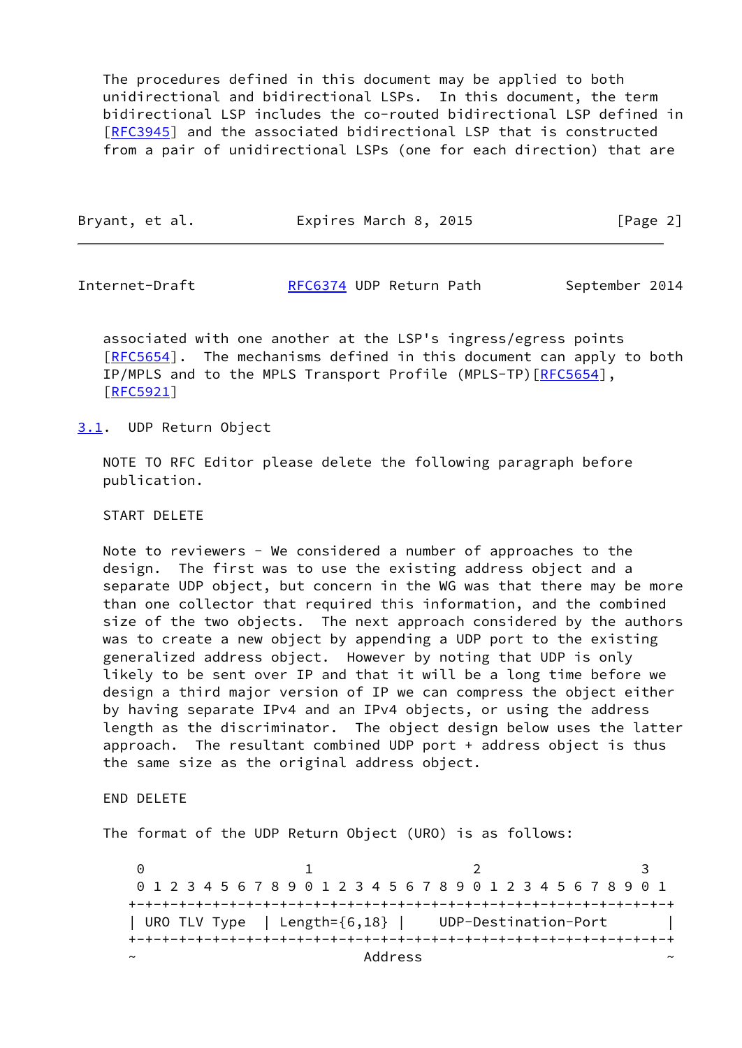The procedures defined in this document may be applied to both unidirectional and bidirectional LSPs. In this document, the term bidirectional LSP includes the co-routed bidirectional LSP defined in [RFC3945] and the associated bidirectional LSP that is constructed from a pair of unidirectional LSPs (one for each direction) that are associated with one another at the LSP's ingress/egress points [RFC5654]. The mechanisms defined in this document can apply to both IP/MPLS and to the MPLS Transport Profile (MPLS-TP)[RFC5654], [RFC5921]

### 3.1. UDP Return Object

NOTE TO RFC Editor please delete the following paragraph before publication.

START DELETE

Note to reviewers - We considered a number of approaches to the design. The first was to use the existing address object and a separate UDP object, but concern in the WG was that there may be more than one collector that required this information, and the combined size of the two objects. The next approach considered by the authors was to create a new object by appending a UDP port to the existing generalized address object. However by noting that UDP is only likely to be sent over IP and that it will be a long time before we design a third major version of IP we can compress the object either by having separate IPv4 and an IPv4 objects, or using the address length as the discriminator. The object design below uses the latter approach. The resultant combined UDP port + address object is thus the same size as the original address object.

END DELETE

The format of the UDP Return Object (URO) is as follows:

```
 0                   1                   2                   3
 0 1 2 3 4 5 6 7 8 9 0 1 2 3 4 5 6 7 8 9 0 1 2 3 4 5 6 7 8 9 0 1
+-+-+-+-+-+-+-+-+-+-+-+-+-+-+-+-+-+-+-+-+-+-+-+-+-+-+-+-+-+-+-+-+
| URO TLV Type  | Length={6,18} |     UDP-Destination-Port      |
+-+-+-+-+-+-+-+-+-+-+-+-+-+-+-+-+-+-+-+-+-+-+-+-+-+-+-+-+-+-+-+-+
~                            Address                            ~
```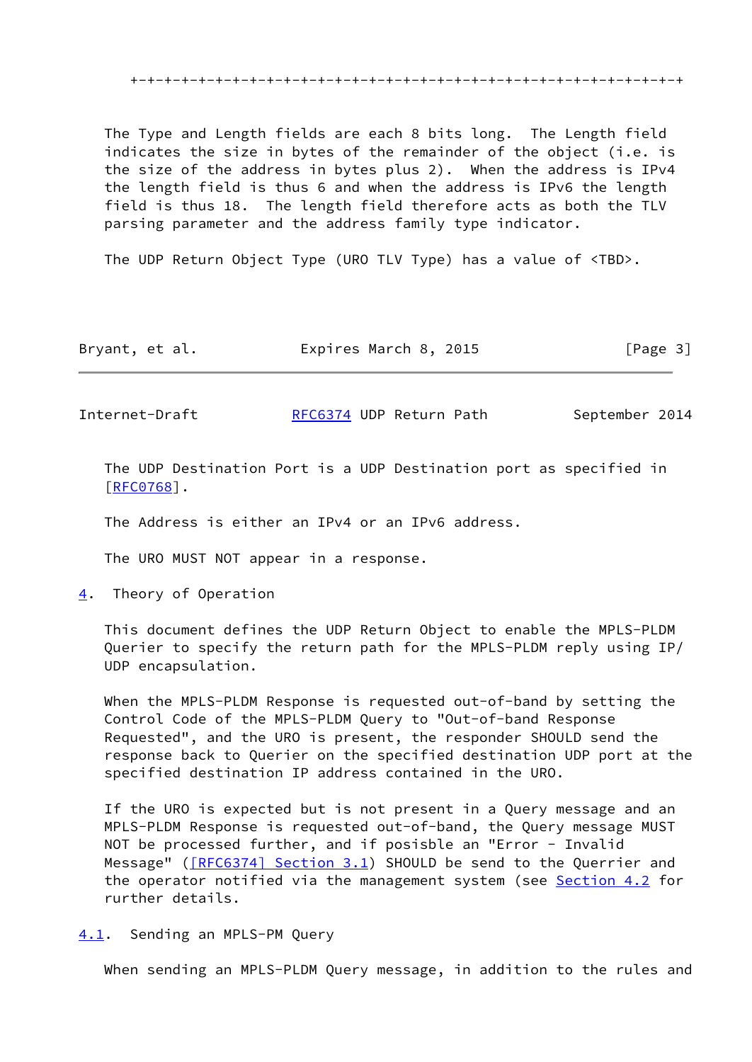```
+-+-+-+-+-+-+-+-+-+-+-+-+-+-+-+-+-+-+-+-+-+-+-+-+-+-+-+-+-+-+-+-+
```

The Type and Length fields are each 8 bits long. The Length field indicates the size in bytes of the remainder of the object (i.e. is the size of the address in bytes plus 2). When the address is IPv4 the length field is thus 6 and when the address is IPv6 the length field is thus 18. The length field therefore acts as both the TLV parsing parameter and the address family type indicator.

The UDP Return Object Type (URO TLV Type) has a value of <TBD>.

The UDP Destination Port is a UDP Destination port as specified in [RFC0768].

The Address is either an IPv4 or an IPv6 address.

The URO MUST NOT appear in a response.

## 4. Theory of Operation

This document defines the UDP Return Object to enable the MPLS-PLDM Querier to specify the return path for the MPLS-PLDM reply using IP/UDP encapsulation.

When the MPLS-PLDM Response is requested out-of-band by setting the Control Code of the MPLS-PLDM Query to "Out-of-band Response Requested", and the URO is present, the responder SHOULD send the response back to Querier on the specified destination UDP port at the specified destination IP address contained in the URO.

If the URO is expected but is not present in a Query message and an MPLS-PLDM Response is requested out-of-band, the Query message MUST NOT be processed further, and if posisble an "Error - Invalid Message" ([RFC6374] Section 3.1) SHOULD be send to the Querrier and the operator notified via the management system (see Section 4.2 for rurther details.

### 4.1. Sending an MPLS-PM Query

When sending an MPLS-PLDM Query message, in addition to the rules and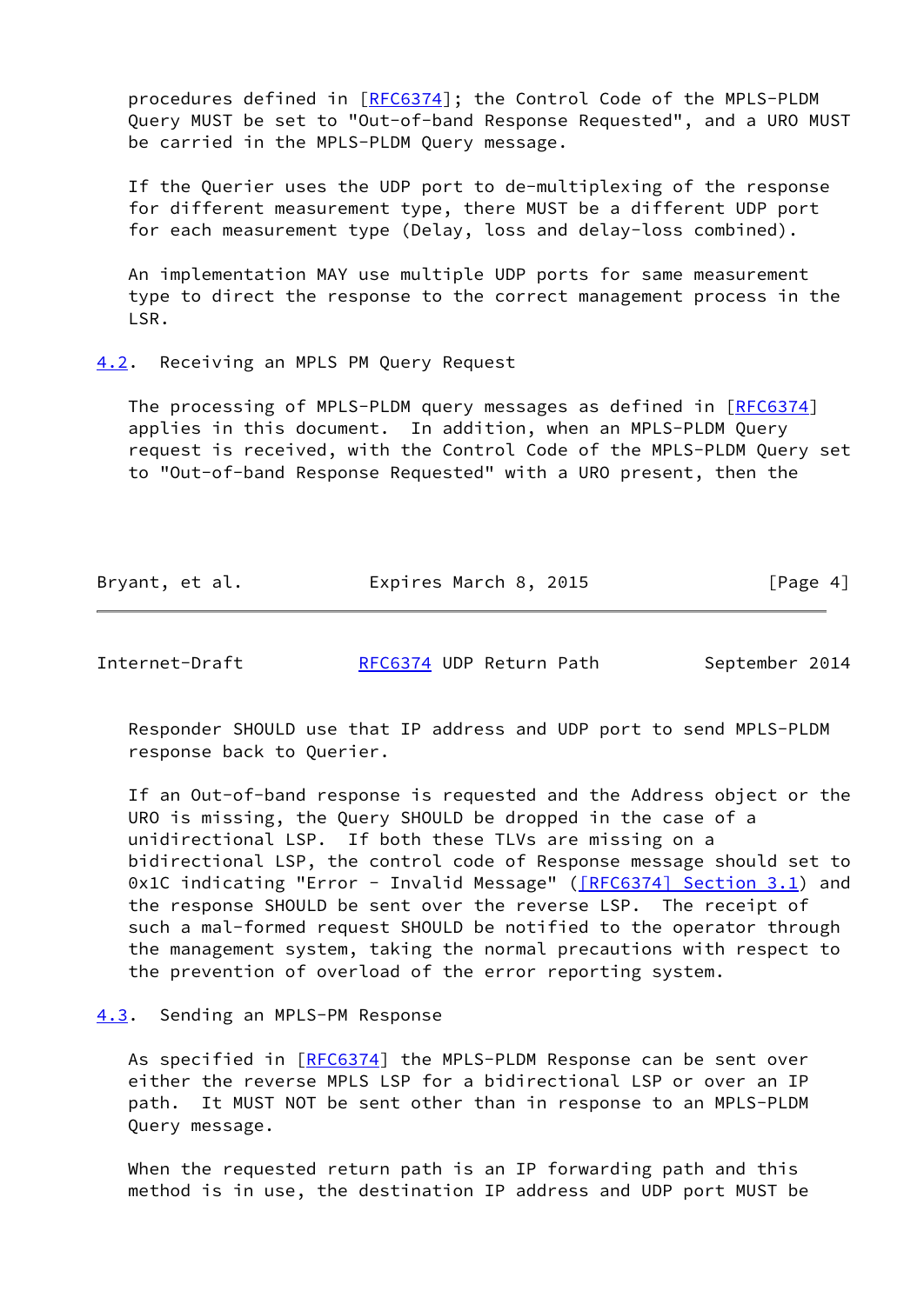procedures defined in [RFC6374]; the Control Code of the MPLS-PLDM Query MUST be set to "Out-of-band Response Requested", and a URO MUST be carried in the MPLS-PLDM Query message.

If the Querier uses the UDP port to de-multiplexing of the response for different measurement type, there MUST be a different UDP port for each measurement type (Delay, loss and delay-loss combined).

An implementation MAY use multiple UDP ports for same measurement type to direct the response to the correct management process in the LSR.

## 4.2. Receiving an MPLS PM Query Request

The processing of MPLS-PLDM query messages as defined in [RFC6374] applies in this document. In addition, when an MPLS-PLDM Query request is received, with the Control Code of the MPLS-PLDM Query set to "Out-of-band Response Requested" with a URO present, then the Responder SHOULD use that IP address and UDP port to send MPLS-PLDM response back to Querier.

If an Out-of-band response is requested and the Address object or the URO is missing, the Query SHOULD be dropped in the case of a unidirectional LSP. If both these TLVs are missing on a bidirectional LSP, the control code of Response message should set to 0x1C indicating "Error - Invalid Message" ([RFC6374] Section 3.1) and the response SHOULD be sent over the reverse LSP. The receipt of such a mal-formed request SHOULD be notified to the operator through the management system, taking the normal precautions with respect to the prevention of overload of the error reporting system.

## 4.3. Sending an MPLS-PM Response

As specified in [RFC6374] the MPLS-PLDM Response can be sent over either the reverse MPLS LSP for a bidirectional LSP or over an IP path. It MUST NOT be sent other than in response to an MPLS-PLDM Query message.

When the requested return path is an IP forwarding path and this method is in use, the destination IP address and UDP port MUST be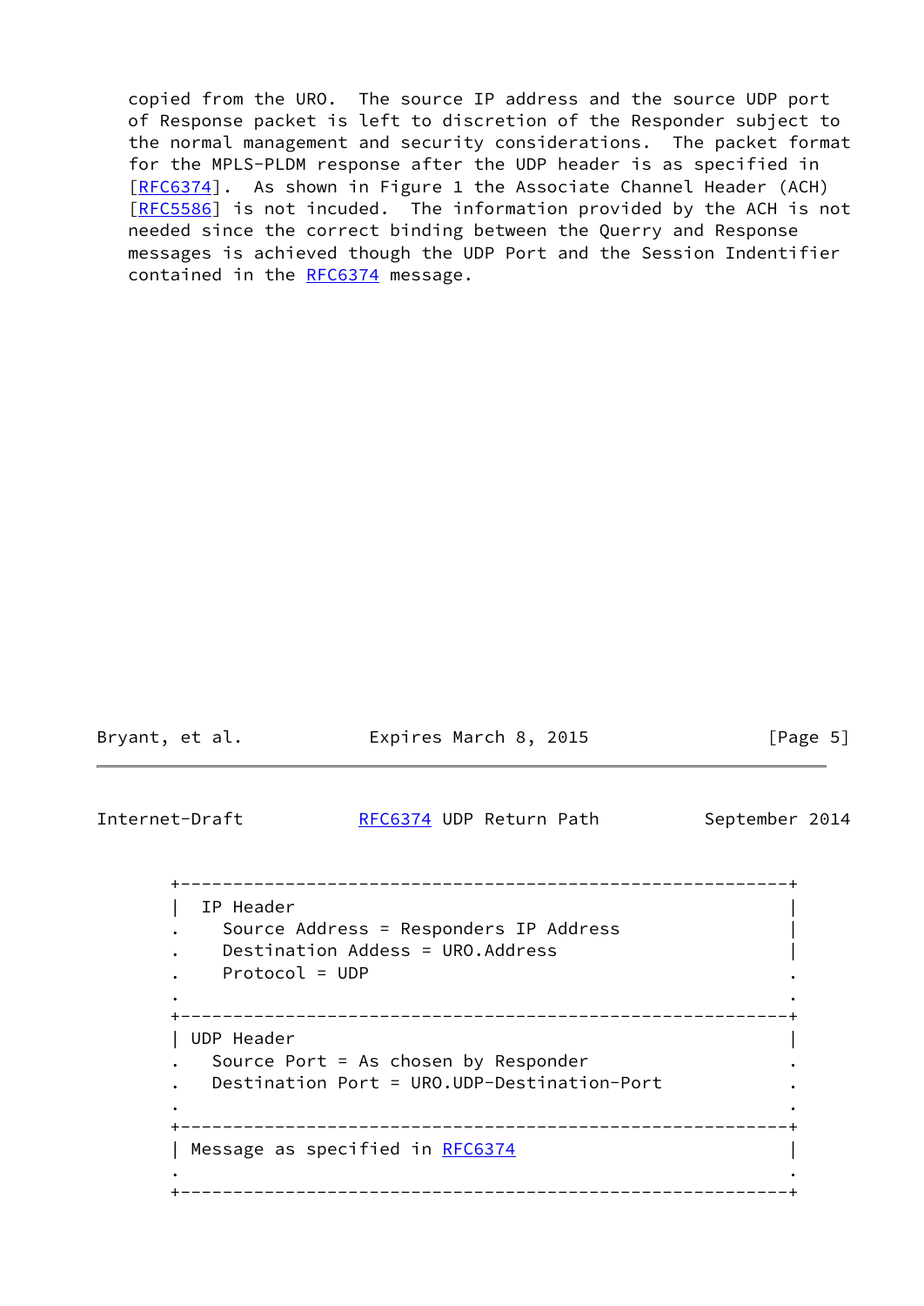copied from the URO. The source IP address and the source UDP port of Response packet is left to discretion of the Responder subject to the normal management and security considerations. The packet format for the MPLS-PLDM response after the UDP header is as specified in [RFC6374]. As shown in Figure 1 the Associate Channel Header (ACH) [RFC5586] is not incuded. The information provided by the ACH is not needed since the correct binding between the Querry and Response messages is achieved though the UDP Port and the Session Indentifier contained in the RFC6374 message.

```
+-----------------------------------------------------------+
|  IP Header                                                |
.    Source Address = Responders IP Address                 |
.    Destination Addess = URO.Address                       |
.    Protocol = UDP                                         .
.                                                           .
+-----------------------------------------------------------+
| UDP Header                                                |
.    Source Port = As chosen by Responder                   .
.    Destination Port = URO.UDP-Destination-Port            .
.                                                           .
+-----------------------------------------------------------+
| Message as specified in RFC6374                           |
.                                                           .
+-----------------------------------------------------------+
```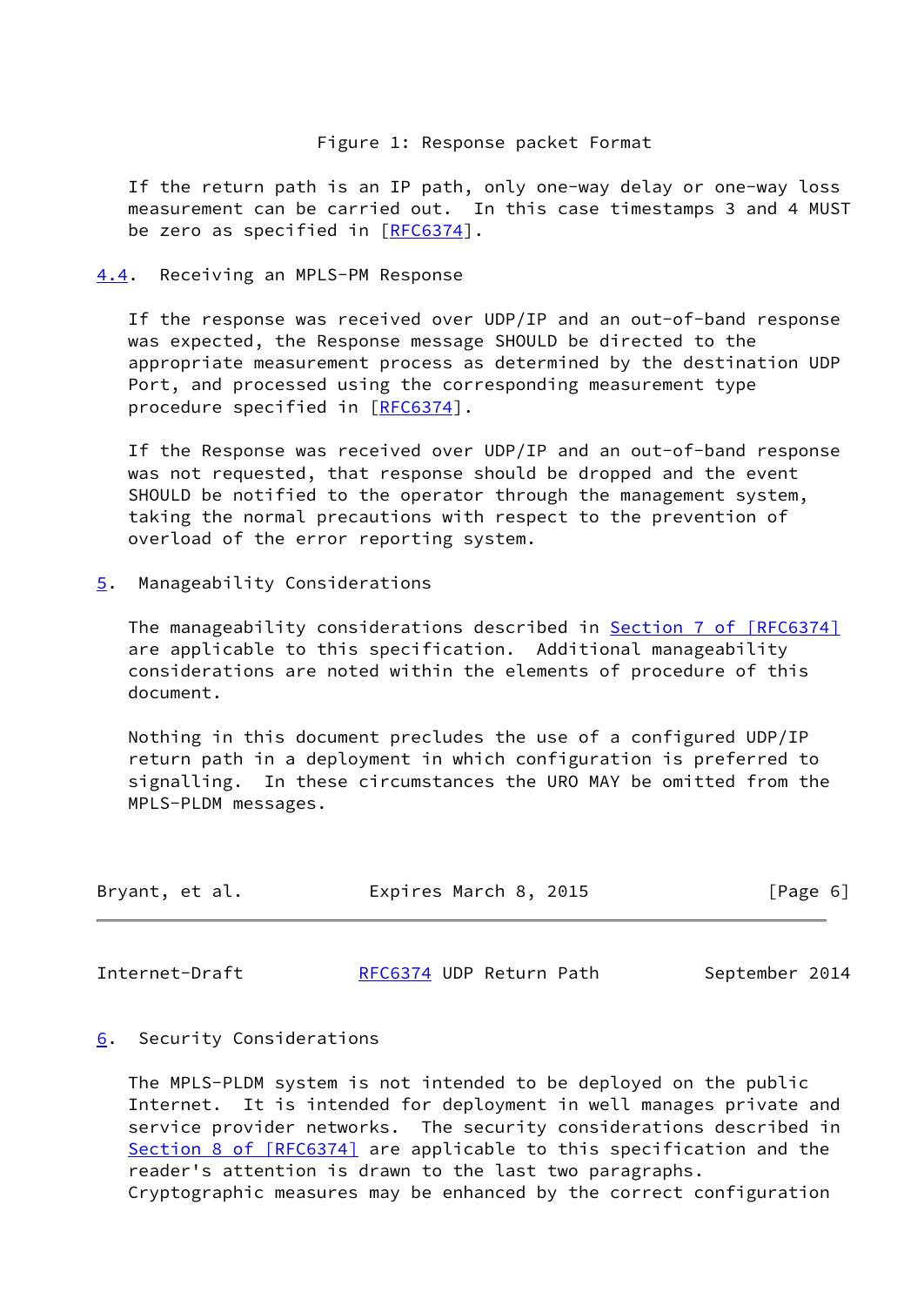Figure 1: Response packet Format

If the return path is an IP path, only one-way delay or one-way loss measurement can be carried out. In this case timestamps 3 and 4 MUST be zero as specified in [RFC6374].

### 4.4. Receiving an MPLS-PM Response

If the response was received over UDP/IP and an out-of-band response was expected, the Response message SHOULD be directed to the appropriate measurement process as determined by the destination UDP Port, and processed using the corresponding measurement type procedure specified in [RFC6374].

If the Response was received over UDP/IP and an out-of-band response was not requested, that response should be dropped and the event SHOULD be notified to the operator through the management system, taking the normal precautions with respect to the prevention of overload of the error reporting system.

## 5. Manageability Considerations

The manageability considerations described in Section 7 of [RFC6374] are applicable to this specification. Additional manageability considerations are noted within the elements of procedure of this document.

Nothing in this document precludes the use of a configured UDP/IP return path in a deployment in which configuration is preferred to signalling. In these circumstances the URO MAY be omitted from the MPLS-PLDM messages.

## 6. Security Considerations

The MPLS-PLDM system is not intended to be deployed on the public Internet. It is intended for deployment in well manages private and service provider networks. The security considerations described in Section 8 of [RFC6374] are applicable to this specification and the reader's attention is drawn to the last two paragraphs. Cryptographic measures may be enhanced by the correct configuration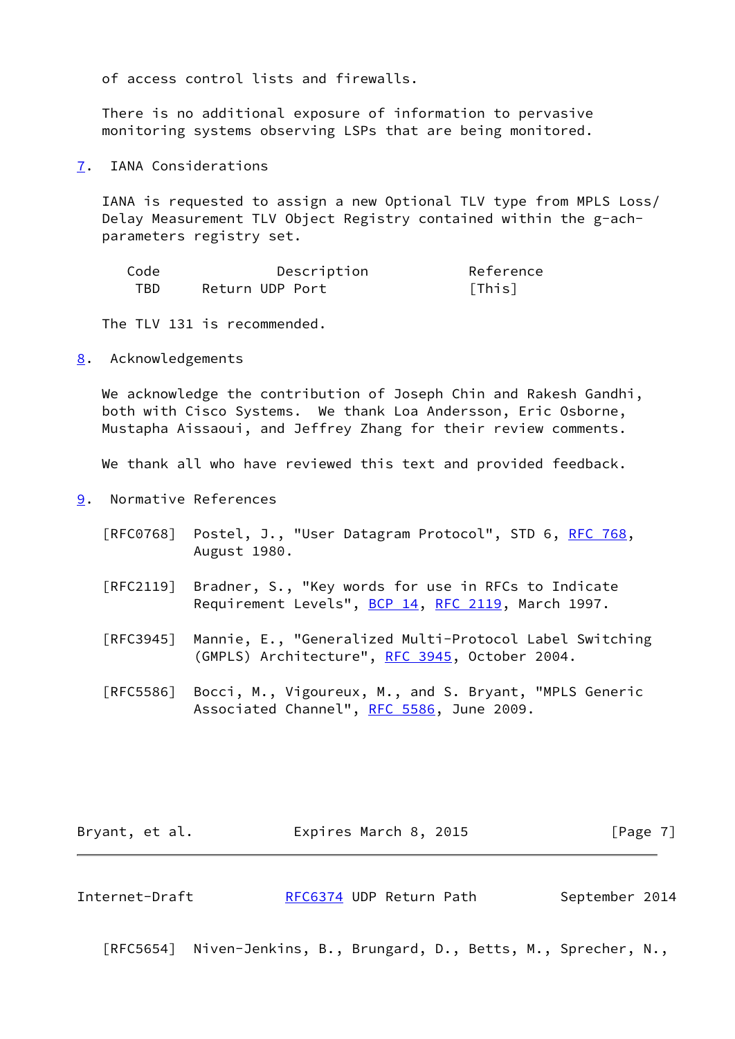of access control lists and firewalls.

There is no additional exposure of information to pervasive monitoring systems observing LSPs that are being monitored.

## 7. IANA Considerations

IANA is requested to assign a new Optional TLV type from MPLS Loss/ Delay Measurement TLV Object Registry contained within the g-ach-parameters registry set.

| Code | Description | Reference |
|---|---|---|
| TBD | Return UDP Port | [This] |

The TLV 131 is recommended.

## 8. Acknowledgements

We acknowledge the contribution of Joseph Chin and Rakesh Gandhi, both with Cisco Systems. We thank Loa Andersson, Eric Osborne, Mustapha Aissaoui, and Jeffrey Zhang for their review comments.

We thank all who have reviewed this text and provided feedback.

## 9. Normative References

[RFC0768] Postel, J., "User Datagram Protocol", STD 6, RFC 768, August 1980.

[RFC2119] Bradner, S., "Key words for use in RFCs to Indicate Requirement Levels", BCP 14, RFC 2119, March 1997.

[RFC3945] Mannie, E., "Generalized Multi-Protocol Label Switching (GMPLS) Architecture", RFC 3945, October 2004.

[RFC5586] Bocci, M., Vigoureux, M., and S. Bryant, "MPLS Generic Associated Channel", RFC 5586, June 2009.

[RFC5654] Niven-Jenkins, B., Brungard, D., Betts, M., Sprecher, N.,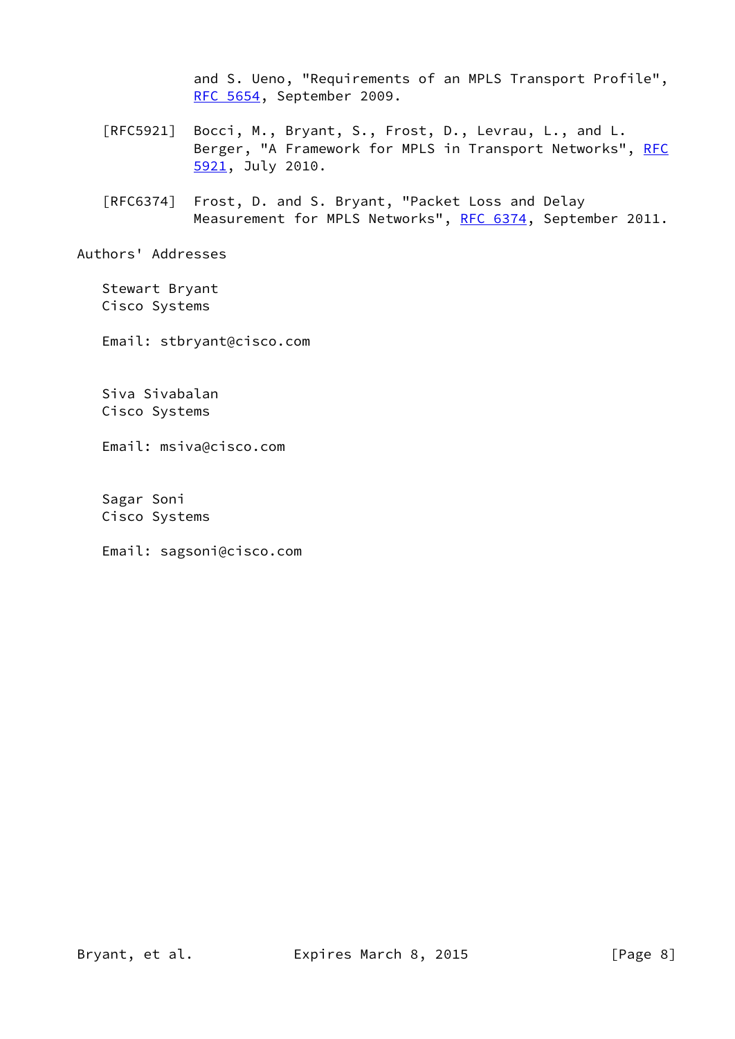and S. Ueno, "Requirements of an MPLS Transport Profile", RFC 5654, September 2009.

[RFC5921] Bocci, M., Bryant, S., Frost, D., Levrau, L., and L. Berger, "A Framework for MPLS in Transport Networks", RFC 5921, July 2010.

[RFC6374] Frost, D. and S. Bryant, "Packet Loss and Delay Measurement for MPLS Networks", RFC 6374, September 2011.

## Authors' Addresses

Stewart Bryant
Cisco Systems

Email: stbryant@cisco.com

Siva Sivabalan
Cisco Systems

Email: msiva@cisco.com

Sagar Soni
Cisco Systems

Email: sagsoni@cisco.com